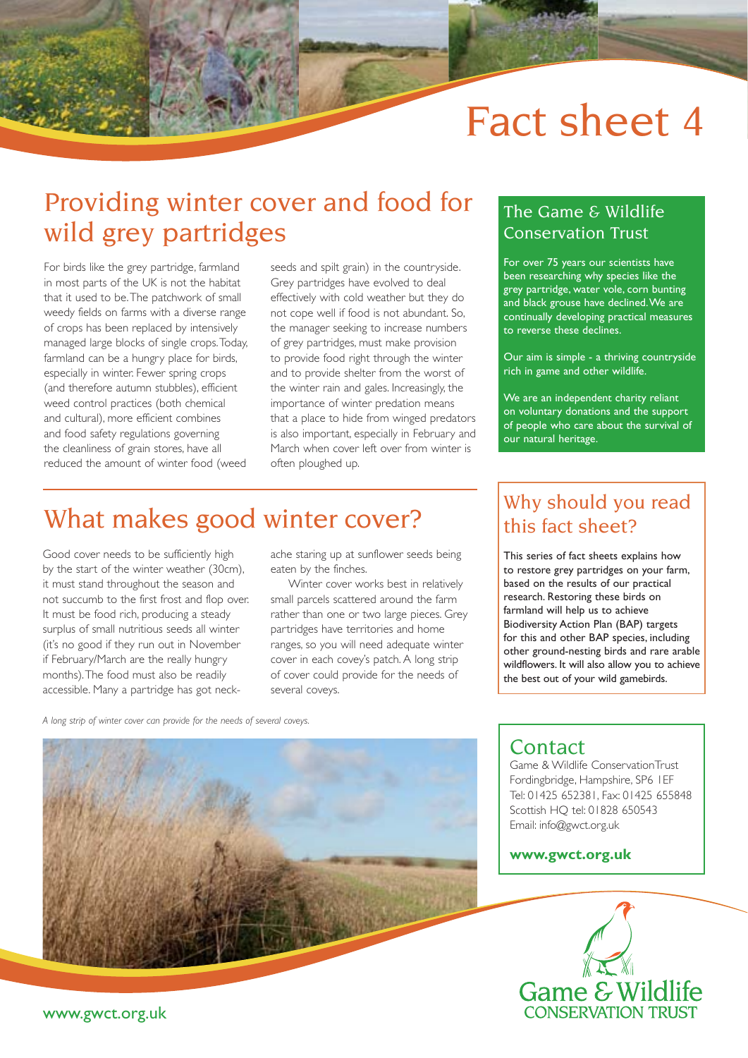# Fact sheet 4

## Providing winter cover and food for wild grey partridges

For birds like the grey partridge, farmland in most parts of the UK is not the habitat that it used to be. The patchwork of small weedy fields on farms with a diverse range of crops has been replaced by intensively managed large blocks of single crops. Today, farmland can be a hungry place for birds, especially in winter. Fewer spring crops (and therefore autumn stubbles), efficient weed control practices (both chemical and cultural), more efficient combines and food safety regulations governing the cleanliness of grain stores, have all reduced the amount of winter food (weed seeds and spilt grain) in the countryside. Grey partridges have evolved to deal effectively with cold weather but they do not cope well if food is not abundant. So, the manager seeking to increase numbers of grey partridges, must make provision to provide food right through the winter and to provide shelter from the worst of the winter rain and gales. Increasingly, the importance of winter predation means that a place to hide from winged predators is also important, especially in February and March when cover left over from winter is often ploughed up.

## What makes good winter cover?

Good cover needs to be sufficiently high by the start of the winter weather (30cm), it must stand throughout the season and not succumb to the first frost and flop over. It must be food rich, producing a steady surplus of small nutritious seeds all winter (it's no good if they run out in November if February/March are the really hungry months). The food must also be readily accessible. Many a partridge has got neck-ache staring up at sunflower seeds being eaten by the finches.

Winter cover works best in relatively small parcels scattered around the farm rather than one or two large pieces. Grey partridges have territories and home ranges, so you will need adequate winter cover in each covey's patch. A long strip of cover could provide for the needs of several coveys.

*A long strip of winter cover can provide for the needs of several coveys.*

## The Game & Wildlife Conservation Trust

For over 75 years our scientists have been researching why species like the grey partridge, water vole, corn bunting and black grouse have declined. We are continually developing practical measures to reverse these declines.

Our aim is simple - a thriving countryside rich in game and other wildlife.

We are an independent charity reliant on voluntary donations and the support of people who care about the survival of our natural heritage.

## Why should you read this fact sheet?

This series of fact sheets explains how to restore grey partridges on your farm, based on the results of our practical research. Restoring these birds on farmland will help us to achieve Biodiversity Action Plan (BAP) targets for this and other BAP species, including other ground-nesting birds and rare arable wildflowers. It will also allow you to achieve the best out of your wild gamebirds.

## Contact

Game & Wildlife Conservation Trust
Fordingbridge, Hampshire, SP6 1EF
Tel: 01425 652381, Fax: 01425 655848
Scottish HQ tel: 01828 650543
Email: info@gwct.org.uk

**www.gwct.org.uk**

Game & Wildlife CONSERVATION TRUST

www.gwct.org.uk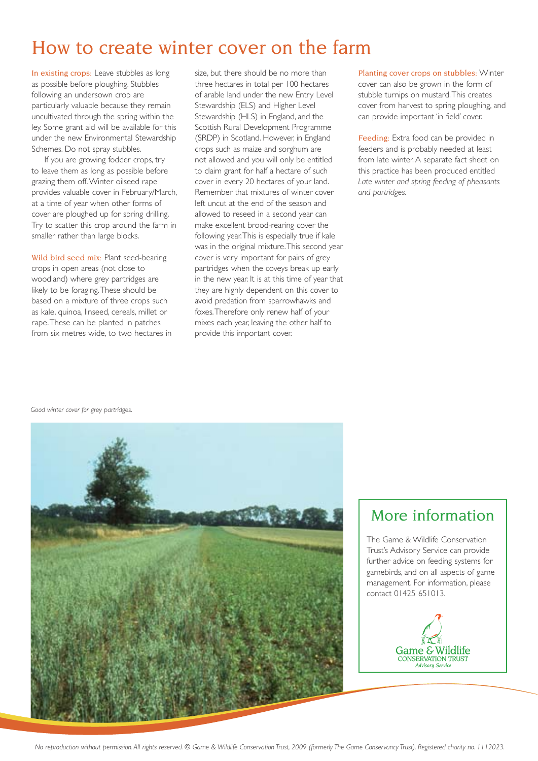# How to create winter cover on the farm

**In existing crops:** Leave stubbles as long as possible before ploughing. Stubbles following an undersown crop are particularly valuable because they remain uncultivated through the spring within the ley. Some grant aid will be available for this under the new Environmental Stewardship Schemes. Do not spray stubbles.

If you are growing fodder crops, try to leave them as long as possible before grazing them off. Winter oilseed rape provides valuable cover in February/March, at a time of year when other forms of cover are ploughed up for spring drilling. Try to scatter this crop around the farm in smaller rather than large blocks.

**Wild bird seed mix:** Plant seed-bearing crops in open areas (not close to woodland) where grey partridges are likely to be foraging. These should be based on a mixture of three crops such as kale, quinoa, linseed, cereals, millet or rape. These can be planted in patches from six metres wide, to two hectares in size, but there should be no more than three hectares in total per 100 hectares of arable land under the new Entry Level Stewardship (ELS) and Higher Level Stewardship (HLS) in England, and the Scottish Rural Development Programme (SRDP) in Scotland. However, in England crops such as maize and sorghum are not allowed and you will only be entitled to claim grant for half a hectare of such cover in every 20 hectares of your land. Remember that mixtures of winter cover left uncut at the end of the season and allowed to reseed in a second year can make excellent brood-rearing cover the following year. This is especially true if kale was in the original mixture. This second year cover is very important for pairs of grey partridges when the coveys break up early in the new year. It is at this time of year that they are highly dependent on this cover to avoid predation from sparrowhawks and foxes. Therefore only renew half of your mixes each year, leaving the other half to provide this important cover.

**Planting cover crops on stubbles:** Winter cover can also be grown in the form of stubble turnips on mustard. This creates cover from harvest to spring ploughing, and can provide important 'in field' cover.

**Feeding:** Extra food can be provided in feeders and is probably needed at least from late winter. A separate fact sheet on this practice has been produced entitled *Late winter and spring feeding of pheasants and partridges.*

*Good winter cover for grey partridges.*

## More information

The Game & Wildlife Conservation Trust's Advisory Service can provide further advice on feeding systems for gamebirds, and on all aspects of game management. For information, please contact 01425 651013.

Game & Wildlife CONSERVATION TRUST *Advisory Service*

*No reproduction without permission. All rights reserved. © Game & Wildlife Conservation Trust, 2009 (formerly The Game Conservancy Trust). Registered charity no. 1112023.*